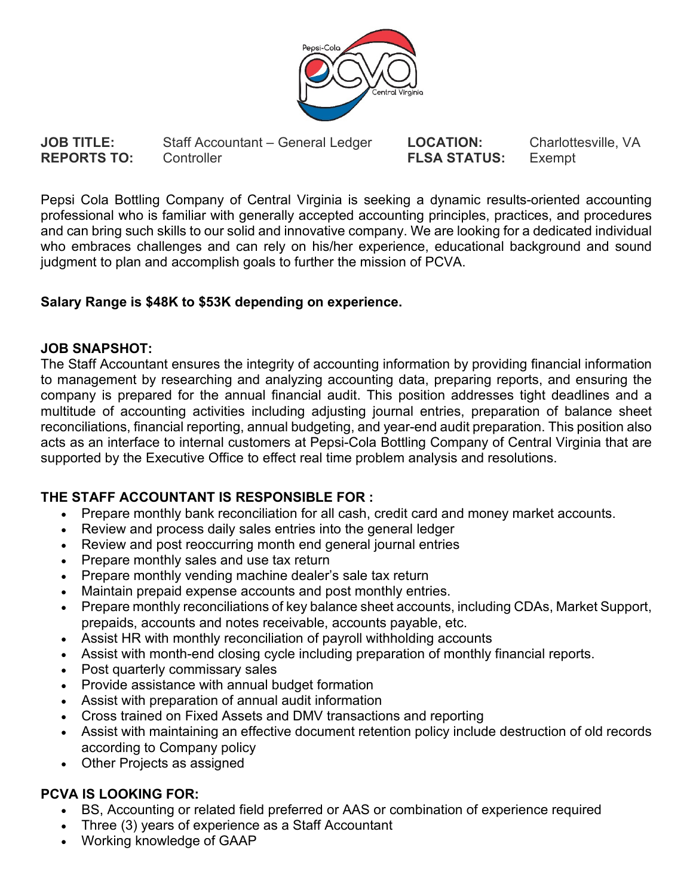| | | | |
|---|---|---|---|
| **JOB TITLE:** | Staff Accountant – General Ledger | **LOCATION:** | Charlottesville, VA |
| **REPORTS TO:** | Controller | **FLSA STATUS:** | Exempt |

Pepsi Cola Bottling Company of Central Virginia is seeking a dynamic results-oriented accounting professional who is familiar with generally accepted accounting principles, practices, and procedures and can bring such skills to our solid and innovative company. We are looking for a dedicated individual who embraces challenges and can rely on his/her experience, educational background and sound judgment to plan and accomplish goals to further the mission of PCVA.

**Salary Range is $48K to $53K depending on experience.**

**JOB SNAPSHOT:**

The Staff Accountant ensures the integrity of accounting information by providing financial information to management by researching and analyzing accounting data, preparing reports, and ensuring the company is prepared for the annual financial audit. This position addresses tight deadlines and a multitude of accounting activities including adjusting journal entries, preparation of balance sheet reconciliations, financial reporting, annual budgeting, and year-end audit preparation. This position also acts as an interface to internal customers at Pepsi-Cola Bottling Company of Central Virginia that are supported by the Executive Office to effect real time problem analysis and resolutions.

**THE STAFF ACCOUNTANT IS RESPONSIBLE FOR :**

- Prepare monthly bank reconciliation for all cash, credit card and money market accounts.
- Review and process daily sales entries into the general ledger
- Review and post reoccurring month end general journal entries
- Prepare monthly sales and use tax return
- Prepare monthly vending machine dealer's sale tax return
- Maintain prepaid expense accounts and post monthly entries.
- Prepare monthly reconciliations of key balance sheet accounts, including CDAs, Market Support, prepaids, accounts and notes receivable, accounts payable, etc.
- Assist HR with monthly reconciliation of payroll withholding accounts
- Assist with month-end closing cycle including preparation of monthly financial reports.
- Post quarterly commissary sales
- Provide assistance with annual budget formation
- Assist with preparation of annual audit information
- Cross trained on Fixed Assets and DMV transactions and reporting
- Assist with maintaining an effective document retention policy include destruction of old records according to Company policy
- Other Projects as assigned

**PCVA IS LOOKING FOR:**

- BS, Accounting or related field preferred or AAS or combination of experience required
- Three (3) years of experience as a Staff Accountant
- Working knowledge of GAAP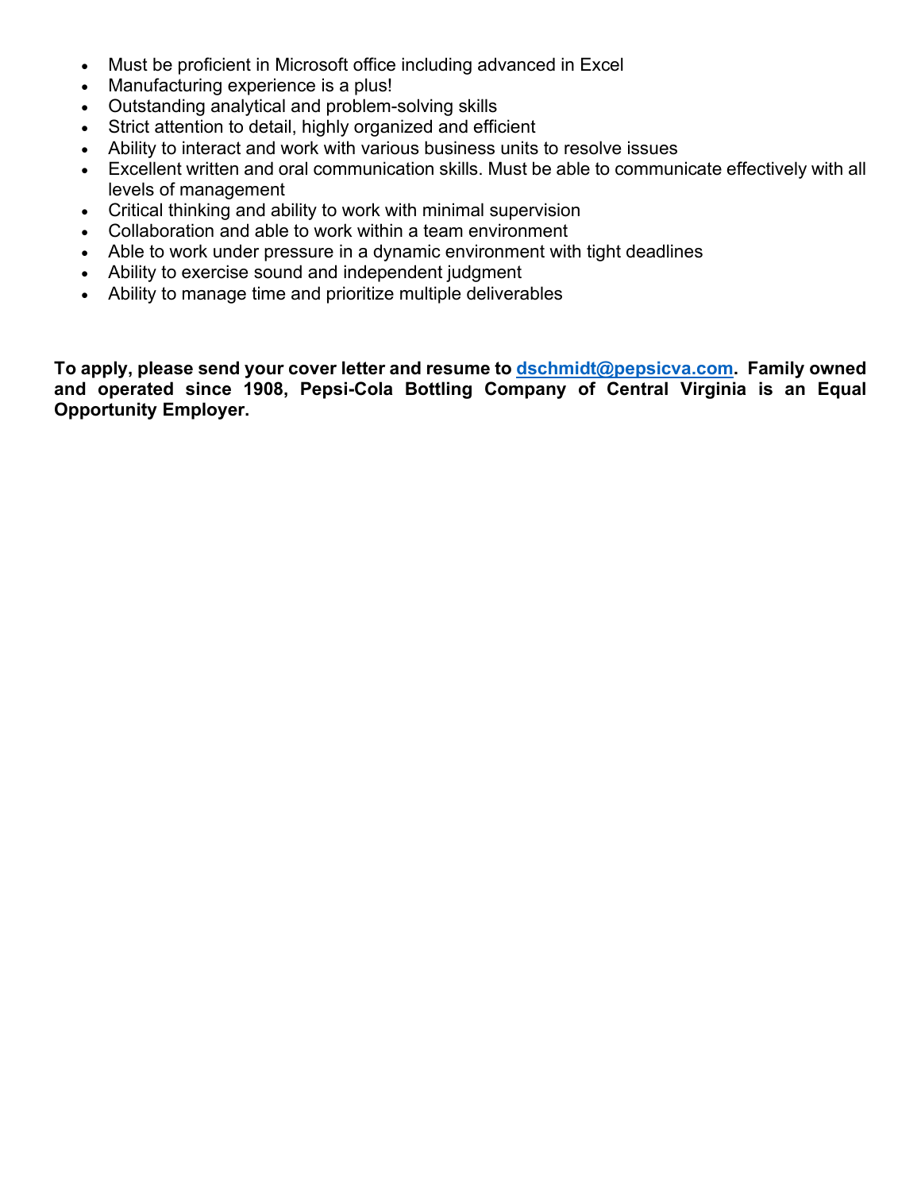- Must be proficient in Microsoft office including advanced in Excel
- Manufacturing experience is a plus!
- Outstanding analytical and problem-solving skills
- Strict attention to detail, highly organized and efficient
- Ability to interact and work with various business units to resolve issues
- Excellent written and oral communication skills. Must be able to communicate effectively with all levels of management
- Critical thinking and ability to work with minimal supervision
- Collaboration and able to work within a team environment
- Able to work under pressure in a dynamic environment with tight deadlines
- Ability to exercise sound and independent judgment
- Ability to manage time and prioritize multiple deliverables

**To apply, please send your cover letter and resume to [dschmidt@pepsicva.com](mailto:dschmidt@pepsicva.com). Family owned and operated since 1908, Pepsi-Cola Bottling Company of Central Virginia is an Equal Opportunity Employer.**